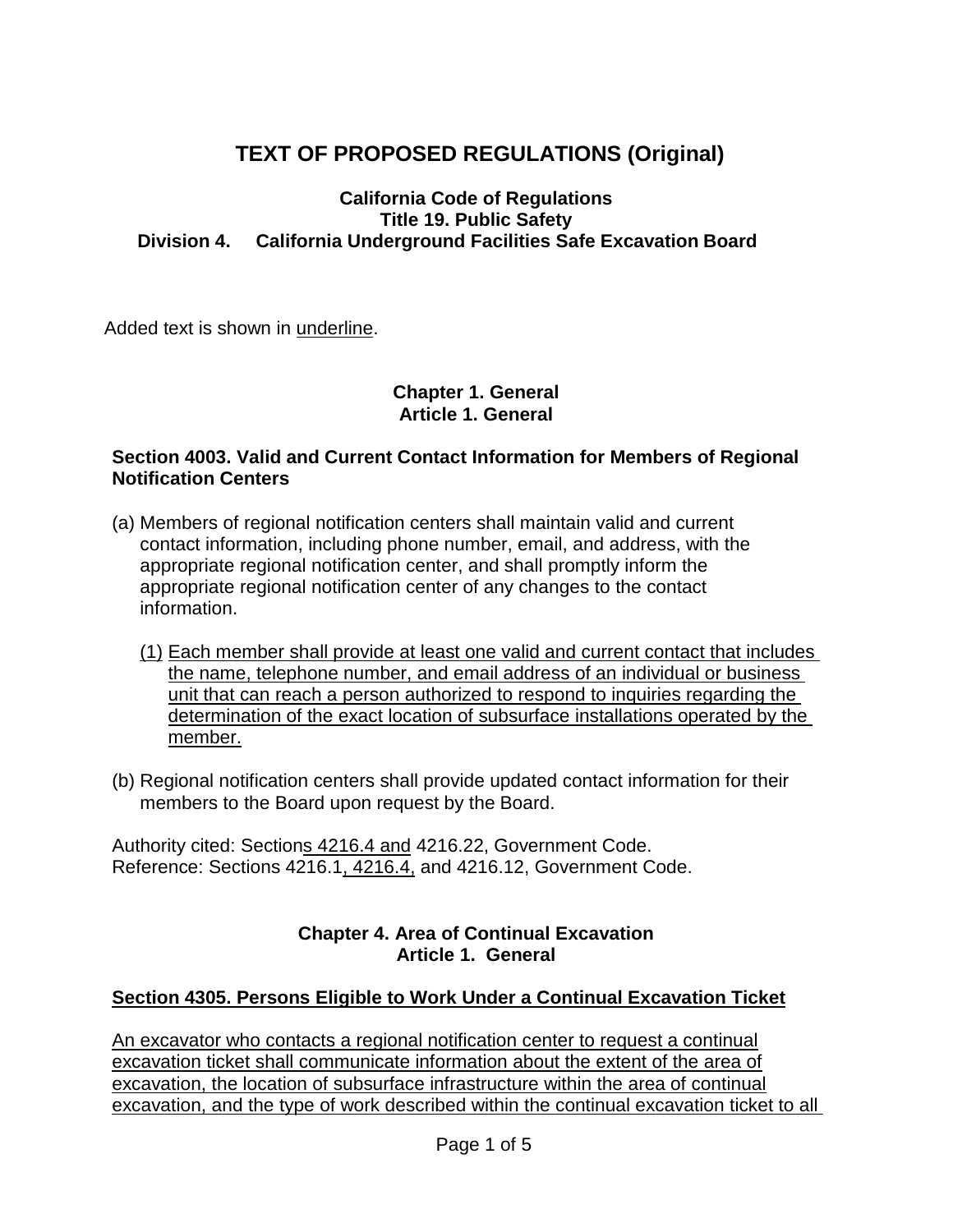# TEXT OF PROPOSED REGULATIONS (Original)

**California Code of Regulations**
**Title 19. Public Safety**
**Division 4. California Underground Facilities Safe Excavation Board**

Added text is shown in <u>underline</u>.

**Chapter 1. General**
**Article 1. General**

### Section 4003. Valid and Current Contact Information for Members of Regional Notification Centers

(a) Members of regional notification centers shall maintain valid and current contact information, including phone number, email, and address, with the appropriate regional notification center, and shall promptly inform the appropriate regional notification center of any changes to the contact information.

   <u>(1) Each member shall provide at least one valid and current contact that includes the name, telephone number, and email address of an individual or business unit that can reach a person authorized to respond to inquiries regarding the determination of the exact location of subsurface installations operated by the member.</u>

(b) Regional notification centers shall provide updated contact information for their members to the Board upon request by the Board.

Authority cited: Section<u>s 4216.4 and</u> 4216.22, Government Code.
Reference: Sections 4216.1<u>, 4216.4,</u> and 4216.12, Government Code.

**Chapter 4. Area of Continual Excavation**
**Article 1. General**

### <u>Section 4305. Persons Eligible to Work Under a Continual Excavation Ticket</u>

<u>An excavator who contacts a regional notification center to request a continual excavation ticket shall communicate information about the extent of the area of excavation, the location of subsurface infrastructure within the area of continual excavation, and the type of work described within the continual excavation ticket to all</u>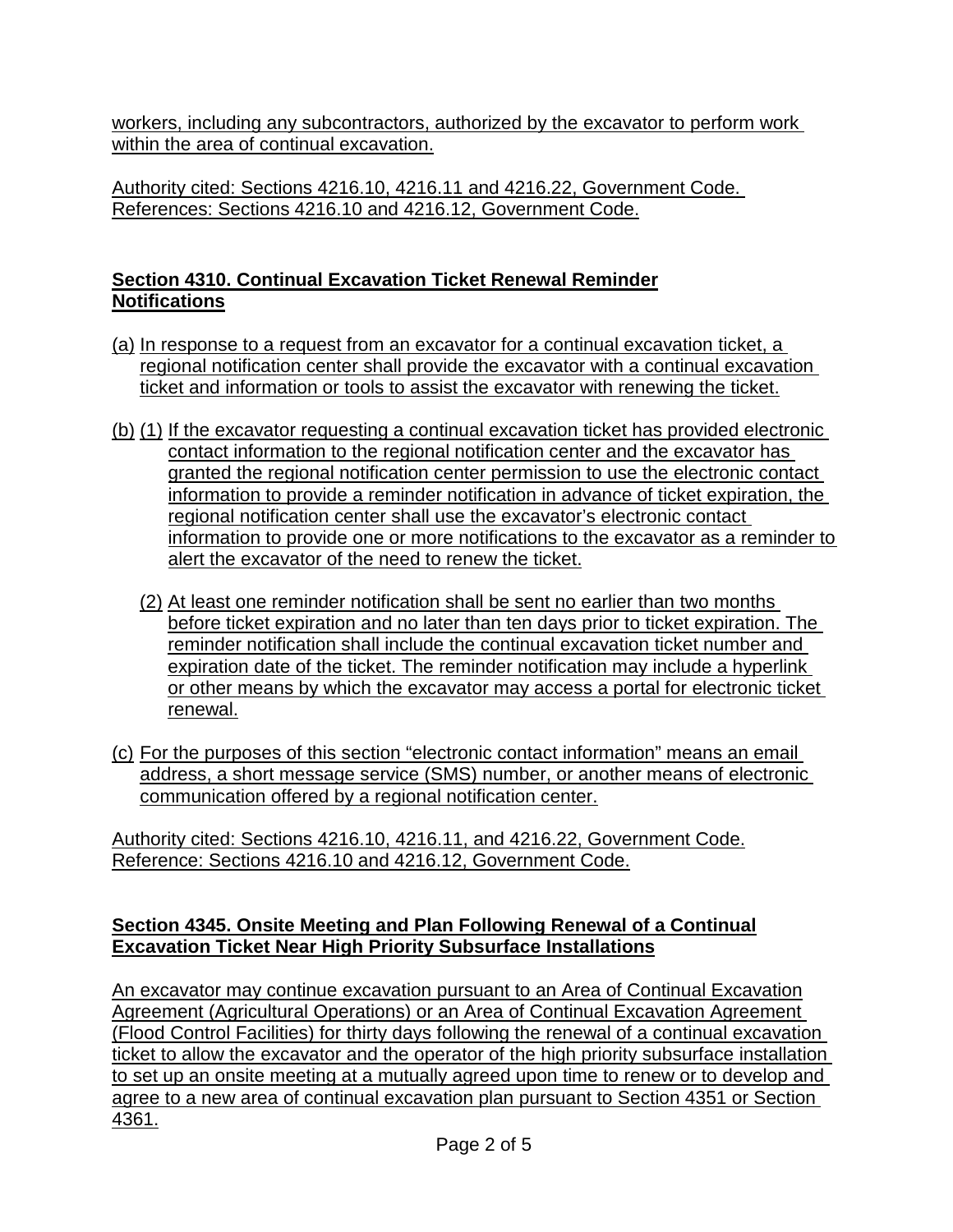workers, including any subcontractors, authorized by the excavator to perform work within the area of continual excavation.

Authority cited: Sections 4216.10, 4216.11 and 4216.22, Government Code. References: Sections 4216.10 and 4216.12, Government Code.

## Section 4310. Continual Excavation Ticket Renewal Reminder Notifications

(a) In response to a request from an excavator for a continual excavation ticket, a regional notification center shall provide the excavator with a continual excavation ticket and information or tools to assist the excavator with renewing the ticket.

(b) (1) If the excavator requesting a continual excavation ticket has provided electronic contact information to the regional notification center and the excavator has granted the regional notification center permission to use the electronic contact information to provide a reminder notification in advance of ticket expiration, the regional notification center shall use the excavator's electronic contact information to provide one or more notifications to the excavator as a reminder to alert the excavator of the need to renew the ticket.

(2) At least one reminder notification shall be sent no earlier than two months before ticket expiration and no later than ten days prior to ticket expiration. The reminder notification shall include the continual excavation ticket number and expiration date of the ticket. The reminder notification may include a hyperlink or other means by which the excavator may access a portal for electronic ticket renewal.

(c) For the purposes of this section "electronic contact information" means an email address, a short message service (SMS) number, or another means of electronic communication offered by a regional notification center.

Authority cited: Sections 4216.10, 4216.11, and 4216.22, Government Code. Reference: Sections 4216.10 and 4216.12, Government Code.

## Section 4345. Onsite Meeting and Plan Following Renewal of a Continual Excavation Ticket Near High Priority Subsurface Installations

An excavator may continue excavation pursuant to an Area of Continual Excavation Agreement (Agricultural Operations) or an Area of Continual Excavation Agreement (Flood Control Facilities) for thirty days following the renewal of a continual excavation ticket to allow the excavator and the operator of the high priority subsurface installation to set up an onsite meeting at a mutually agreed upon time to renew or to develop and agree to a new area of continual excavation plan pursuant to Section 4351 or Section 4361.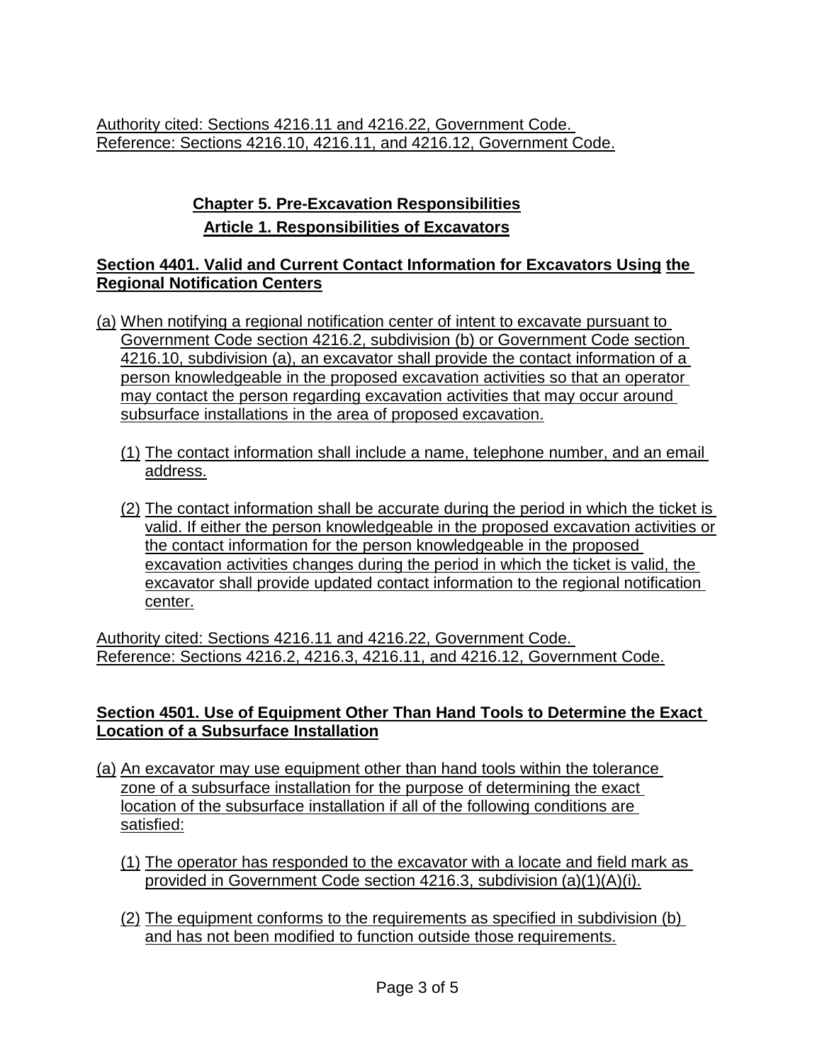Authority cited: Sections 4216.11 and 4216.22, Government Code.
Reference: Sections 4216.10, 4216.11, and 4216.12, Government Code.

## Chapter 5. Pre-Excavation Responsibilities

## Article 1. Responsibilities of Excavators

### Section 4401. Valid and Current Contact Information for Excavators Using the Regional Notification Centers

(a) When notifying a regional notification center of intent to excavate pursuant to Government Code section 4216.2, subdivision (b) or Government Code section 4216.10, subdivision (a), an excavator shall provide the contact information of a person knowledgeable in the proposed excavation activities so that an operator may contact the person regarding excavation activities that may occur around subsurface installations in the area of proposed excavation.

   (1) The contact information shall include a name, telephone number, and an email address.

   (2) The contact information shall be accurate during the period in which the ticket is valid. If either the person knowledgeable in the proposed excavation activities or the contact information for the person knowledgeable in the proposed excavation activities changes during the period in which the ticket is valid, the excavator shall provide updated contact information to the regional notification center.

Authority cited: Sections 4216.11 and 4216.22, Government Code.
Reference: Sections 4216.2, 4216.3, 4216.11, and 4216.12, Government Code.

### Section 4501. Use of Equipment Other Than Hand Tools to Determine the Exact Location of a Subsurface Installation

(a) An excavator may use equipment other than hand tools within the tolerance zone of a subsurface installation for the purpose of determining the exact location of the subsurface installation if all of the following conditions are satisfied:

   (1) The operator has responded to the excavator with a locate and field mark as provided in Government Code section 4216.3, subdivision (a)(1)(A)(i).

   (2) The equipment conforms to the requirements as specified in subdivision (b) and has not been modified to function outside those requirements.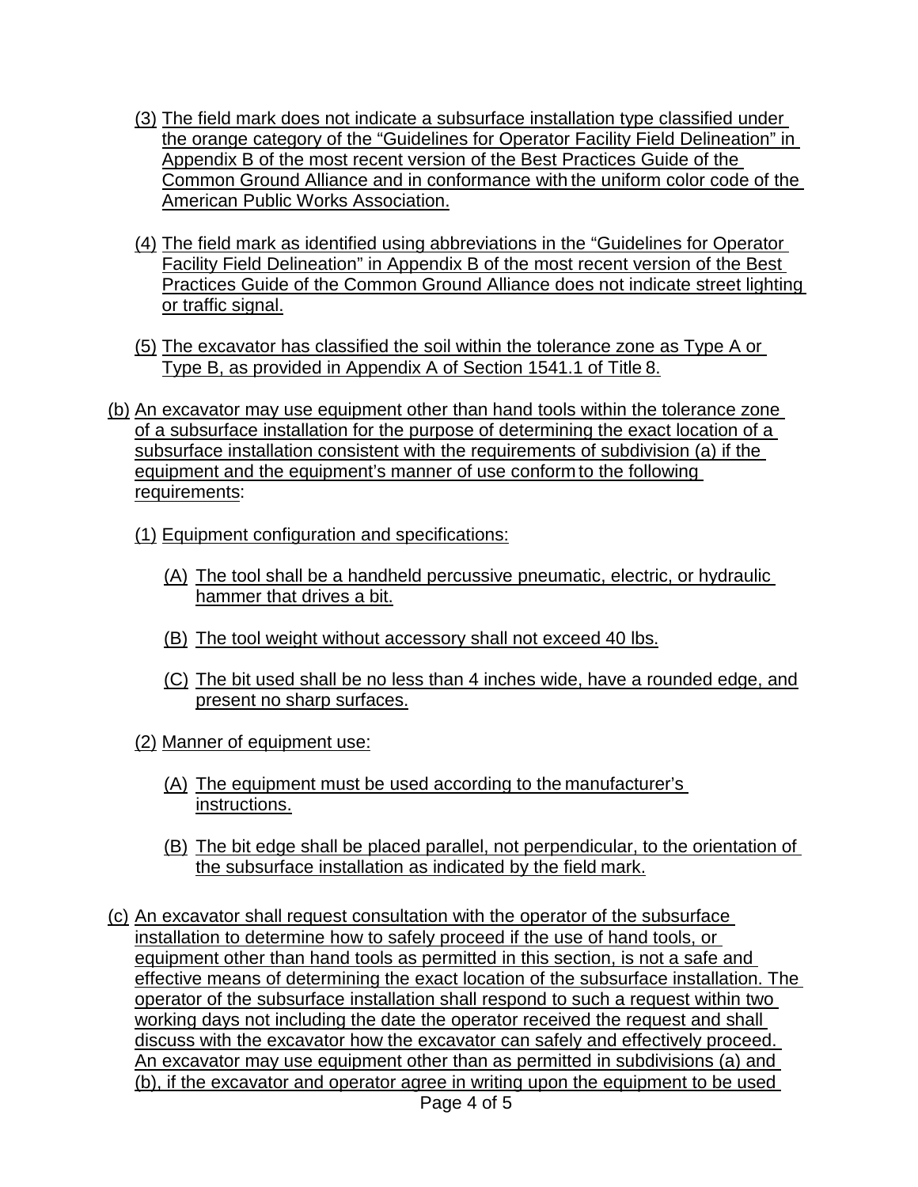(3) The field mark does not indicate a subsurface installation type classified under the orange category of the "Guidelines for Operator Facility Field Delineation" in Appendix B of the most recent version of the Best Practices Guide of the Common Ground Alliance and in conformance with the uniform color code of the American Public Works Association.

(4) The field mark as identified using abbreviations in the "Guidelines for Operator Facility Field Delineation" in Appendix B of the most recent version of the Best Practices Guide of the Common Ground Alliance does not indicate street lighting or traffic signal.

(5) The excavator has classified the soil within the tolerance zone as Type A or Type B, as provided in Appendix A of Section 1541.1 of Title 8.

(b) An excavator may use equipment other than hand tools within the tolerance zone of a subsurface installation for the purpose of determining the exact location of a subsurface installation consistent with the requirements of subdivision (a) if the equipment and the equipment's manner of use conform to the following requirements:

(1) Equipment configuration and specifications:

(A) The tool shall be a handheld percussive pneumatic, electric, or hydraulic hammer that drives a bit.

(B) The tool weight without accessory shall not exceed 40 lbs.

(C) The bit used shall be no less than 4 inches wide, have a rounded edge, and present no sharp surfaces.

(2) Manner of equipment use:

(A) The equipment must be used according to the manufacturer's instructions.

(B) The bit edge shall be placed parallel, not perpendicular, to the orientation of the subsurface installation as indicated by the field mark.

(c) An excavator shall request consultation with the operator of the subsurface installation to determine how to safely proceed if the use of hand tools, or equipment other than hand tools as permitted in this section, is not a safe and effective means of determining the exact location of the subsurface installation. The operator of the subsurface installation shall respond to such a request within two working days not including the date the operator received the request and shall discuss with the excavator how the excavator can safely and effectively proceed. An excavator may use equipment other than as permitted in subdivisions (a) and (b), if the excavator and operator agree in writing upon the equipment to be used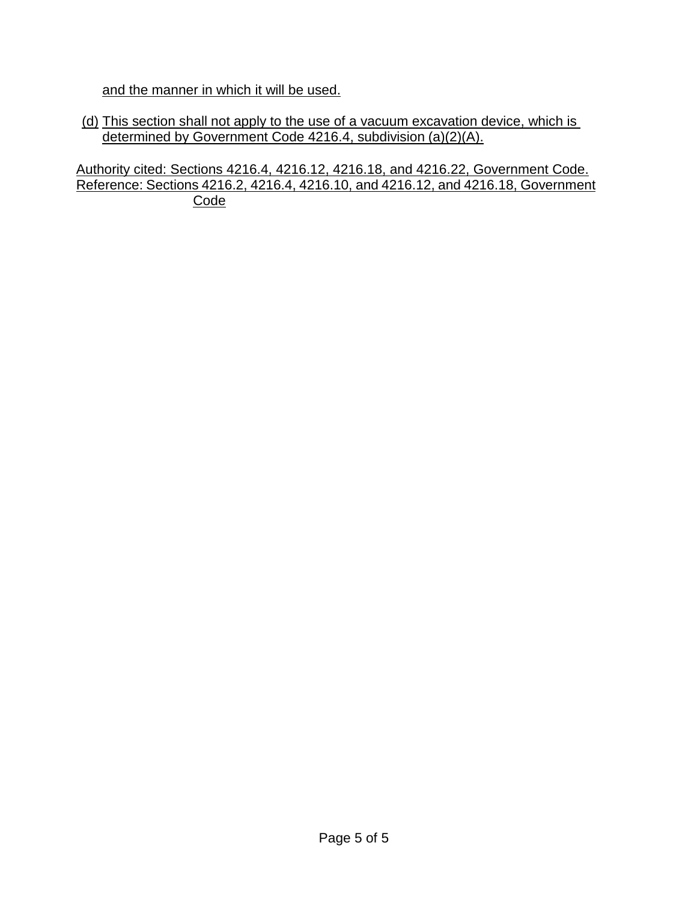and the manner in which it will be used.

(d) This section shall not apply to the use of a vacuum excavation device, which is determined by Government Code 4216.4, subdivision (a)(2)(A).

Authority cited: Sections 4216.4, 4216.12, 4216.18, and 4216.22, Government Code.
Reference: Sections 4216.2, 4216.4, 4216.10, and 4216.12, and 4216.18, Government Code